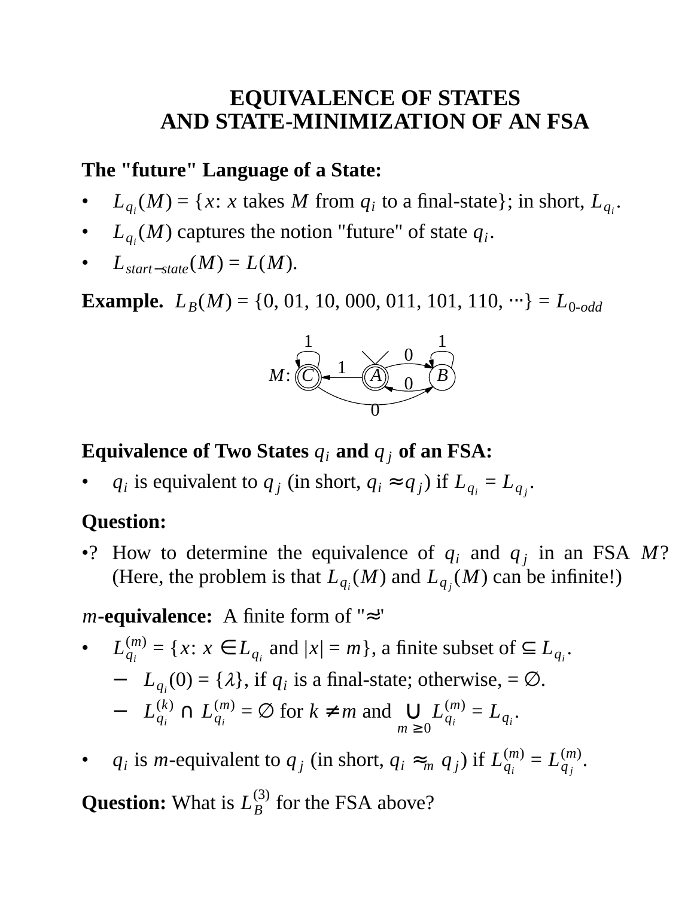# EQUIVALENCE OF STATES AND STATE-MINIMIZATION OF AN FSA

**The "future" Language of a State:**

- $L_{q_i}(M)$ = {$x$: $x$ takes $M$ from $q_i$ to a final-state}; in short, $L_{q_i}$.
- $L_{q_i}(M)$ captures the notion "future" of state $q_i$.
- $L_{start-state}(M) = L(M)$.

**Example.** $L_B(M) = \{0, 01, 10, 000, 011, 101, 110, \cdots\} = L_{0\text{-}odd}$

M: states C, A, B. A is the start state. C and A are final states. Transitions: C –1→ C, C –0→ B, A –1→ C, A –0→ B, B –1→ B, B –0→ A.

**Equivalence of Two States $q_i$ and $q_j$ of an FSA:**

- $q_i$ is equivalent to $q_j$ (in short, $q_i \approx q_j$) if $L_{q_i} = L_{q_j}$.

**Question:**

•? How to determine the equivalence of $q_i$ and $q_j$ in an FSA $M$? (Here, the problem is that $L_{q_i}(M)$ and $L_{q_j}(M)$ can be infinite!)

*m*-**equivalence:** A finite form of "$\approx$"

- $L^{(m)}_{q_i} = \{x\colon x \in L_{q_i} \text{ and } |x| = m\}$, a finite subset of $\subseteq L_{q_i}$.
  - $L_{q_i}(0) = \{\lambda\}$, if $q_i$ is a final-state; otherwise, $= \emptyset$.
  - $L^{(k)}_{q_i} \cap L^{(m)}_{q_i} = \emptyset$ for $k \neq m$ and $\bigcup_{m \geq 0} L^{(m)}_{q_i} = L_{q_i}$.
- $q_i$ is $m$-equivalent to $q_j$ (in short, $q_i \approx_m q_j$) if $L^{(m)}_{q_i} = L^{(m)}_{q_j}$.

**Question:** What is $L^{(3)}_B$ for the FSA above?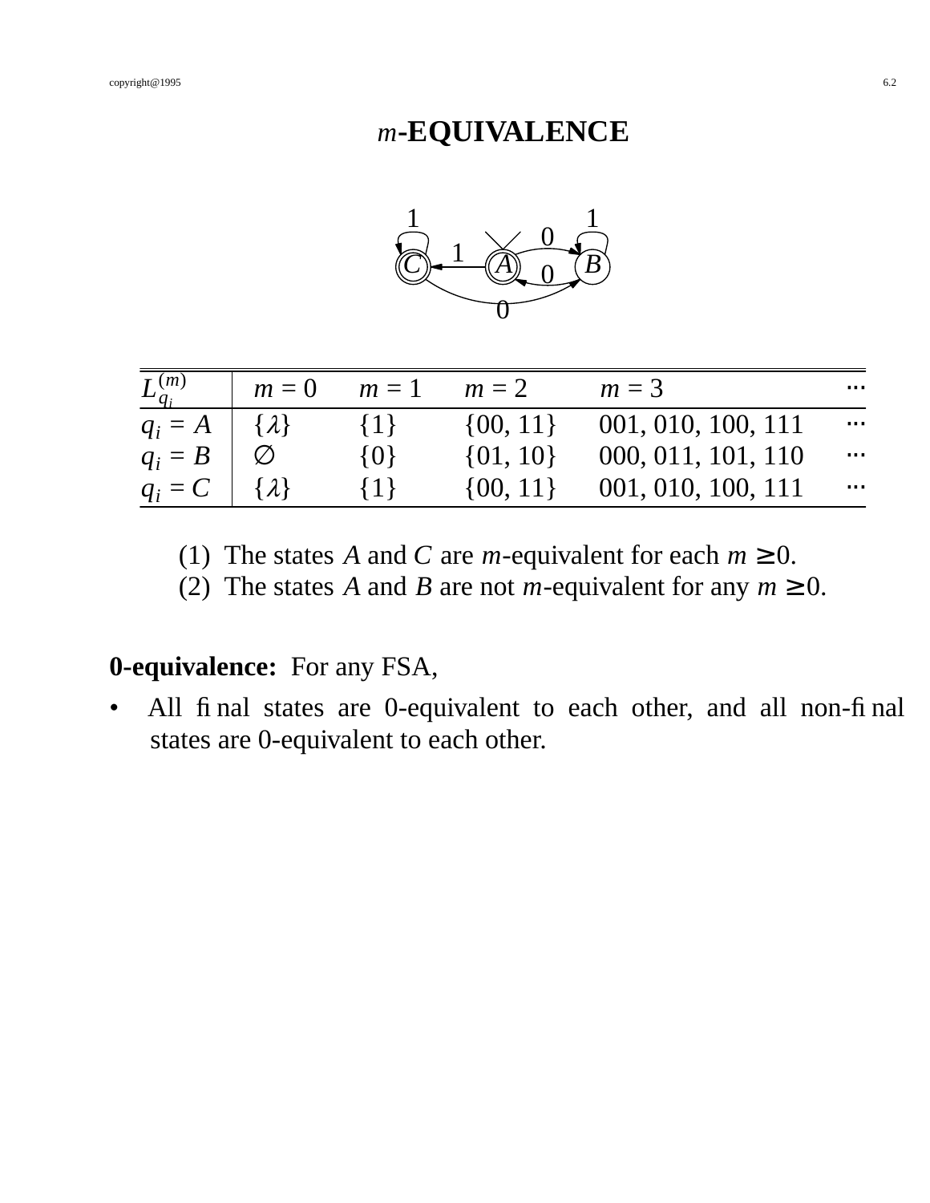# $m$-EQUIVALENCE

| $L^{(m)}_{q_i}$ | $m$ = 0 | $m$ = 1 | $m$ = 2 | $m$ = 3 | ··· |
|---|---|---|---|---|---|
| $q_i$ = $A$ | {$\lambda$} | {1} | {00, 11} | 001, 010, 100, 111 | ··· |
| $q_i$ = $B$ | $\emptyset$ | {0} | {01, 10} | 000, 011, 101, 110 | ··· |
| $q_i$ = $C$ | {$\lambda$} | {1} | {00, 11} | 001, 010, 100, 111 | ··· |

(1) The states $A$ and $C$ are $m$-equivalent for each $m \geq 0$.
(2) The states $A$ and $B$ are not $m$-equivalent for any $m \geq 0$.

**0-equivalence:** For any FSA,

- All final states are 0-equivalent to each other, and all non-final states are 0-equivalent to each other.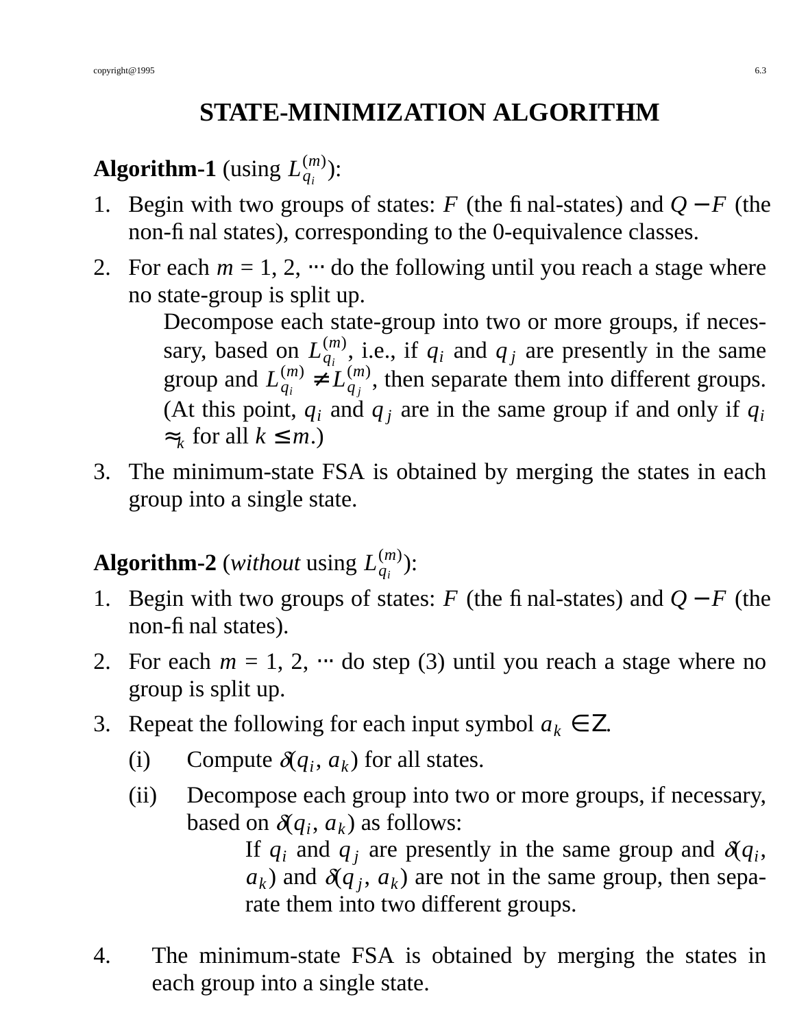# STATE-MINIMIZATION ALGORITHM

**Algorithm-1** (using $L_{q_i}^{(m)}$):

1. Begin with two groups of states: $F$ (the final-states) and $Q - F$ (the non-final states), corresponding to the 0-equivalence classes.
2. For each $m$ = 1, 2, $\cdots$ do the following until you reach a stage where no state-group is split up.

   Decompose each state-group into two or more groups, if necessary, based on $L_{q_i}^{(m)}$, i.e., if $q_i$ and $q_j$ are presently in the same group and $L_{q_i}^{(m)} \neq L_{q_j}^{(m)}$, then separate them into different groups. (At this point, $q_i$ and $q_j$ are in the same group if and only if $q_i \approx_k$ for all $k \leq m$.)
3. The minimum-state FSA is obtained by merging the states in each group into a single state.

**Algorithm-2** (*without* using $L_{q_i}^{(m)}$):

1. Begin with two groups of states: $F$ (the final-states) and $Q - F$ (the non-final states).
2. For each $m$ = 1, 2, $\cdots$ do step (3) until you reach a stage where no group is split up.
3. Repeat the following for each input symbol $a_k \in \Sigma$.

   (i) Compute $\delta(q_i, a_k)$ for all states.

   (ii) Decompose each group into two or more groups, if necessary, based on $\delta(q_i, a_k)$ as follows:

   If $q_i$ and $q_j$ are presently in the same group and $\delta(q_i, a_k)$ and $\delta(q_j, a_k)$ are not in the same group, then separate them into two different groups.
4. The minimum-state FSA is obtained by merging the states in each group into a single state.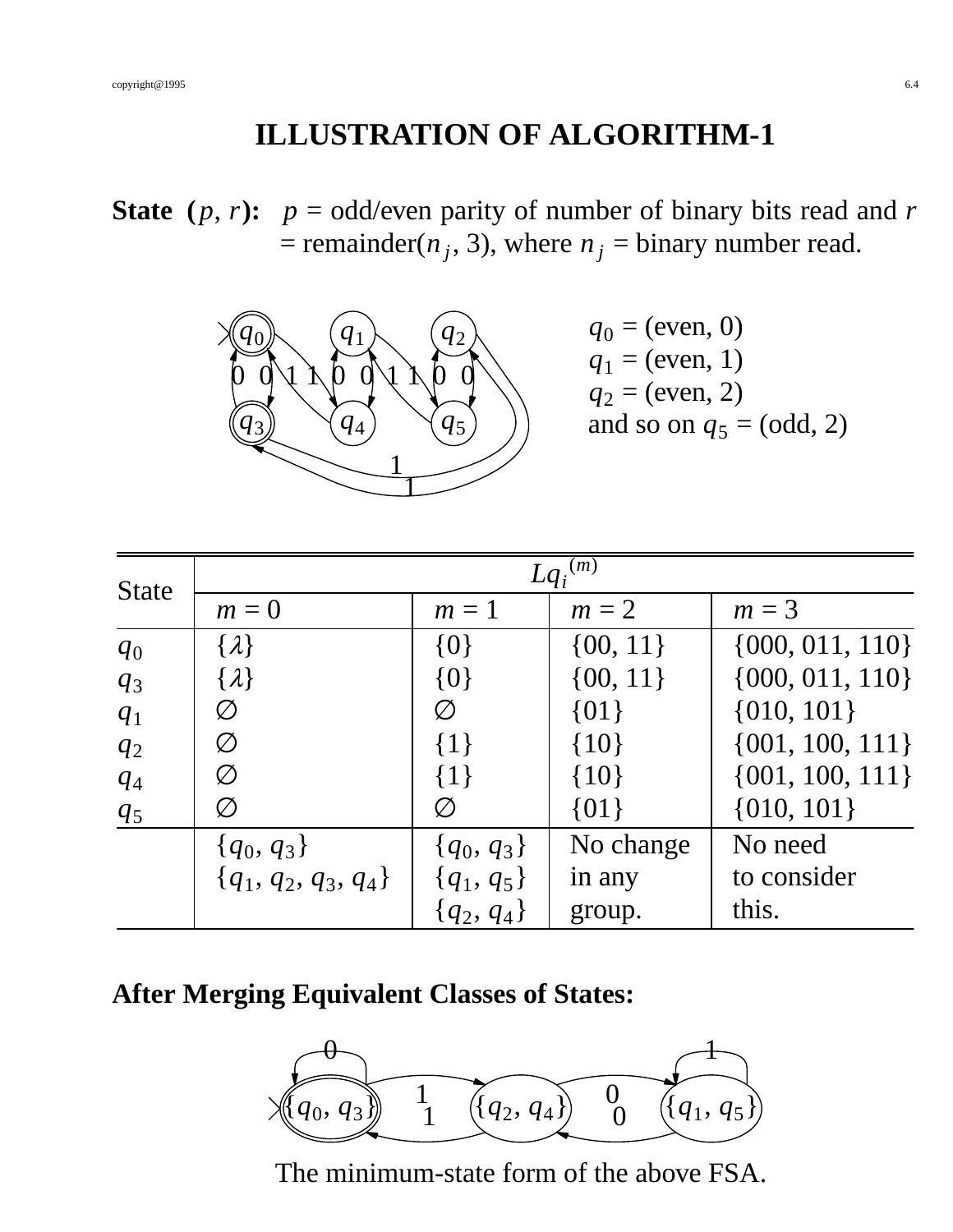# ILLUSTRATION OF ALGORITHM-1

**State (*p*, *r*):** *p* = odd/even parity of number of binary bits read and *r* = remainder($n_j$, 3), where $n_j$ = binary number read.

$q_0$ = (even, 0)
$q_1$ = (even, 1)
$q_2$ = (even, 2)
and so on $q_5$ = (odd, 2)

| State | $Lq_i^{(m)}$ | | | |
|---|---|---|---|---|
| | $m$ = 0 | $m$ = 1 | $m$ = 2 | $m$ = 3 |
| $q_0$ | $\{\lambda\}$ | {0} | {00, 11} | {000, 011, 110} |
| $q_3$ | $\{\lambda\}$ | {0} | {00, 11} | {000, 011, 110} |
| $q_1$ | $\varnothing$ | $\varnothing$ | {01} | {010, 101} |
| $q_2$ | $\varnothing$ | {1} | {10} | {001, 100, 111} |
| $q_4$ | $\varnothing$ | {1} | {10} | {001, 100, 111} |
| $q_5$ | $\varnothing$ | $\varnothing$ | {01} | {010, 101} |
| | $\{q_0, q_3\}$ $\{q_1, q_2, q_3, q_4\}$ | $\{q_0, q_3\}$ $\{q_1, q_5\}$ $\{q_2, q_4\}$ | No change in any group. | No need to consider this. |

**After Merging Equivalent Classes of States:**

The minimum-state form of the above FSA.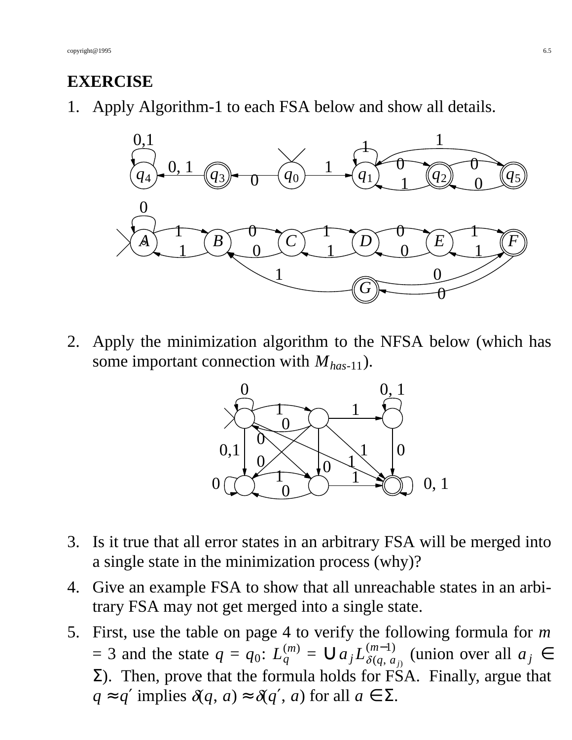## EXERCISE

1. Apply Algorithm-1 to each FSA below and show all details.

2. Apply the minimization algorithm to the NFSA below (which has some important connection with $M_{has\text{-}11}$).

3. Is it true that all error states in an arbitrary FSA will be merged into a single state in the minimization process (why)?

4. Give an example FSA to show that all unreachable states in an arbitrary FSA may not get merged into a single state.

5. First, use the table on page 4 to verify the following formula for $m = 3$ and the state $q = q_0$: $L_q^{(m)} = \cup a_j L_{\delta(q,\, a_j)}^{(m-1)}$ (union over all $a_j \in \Sigma$). Then, prove that the formula holds for FSA. Finally, argue that $q \approx q'$ implies $\delta(q, a) \approx \delta(q', a)$ for all $a \in \Sigma$.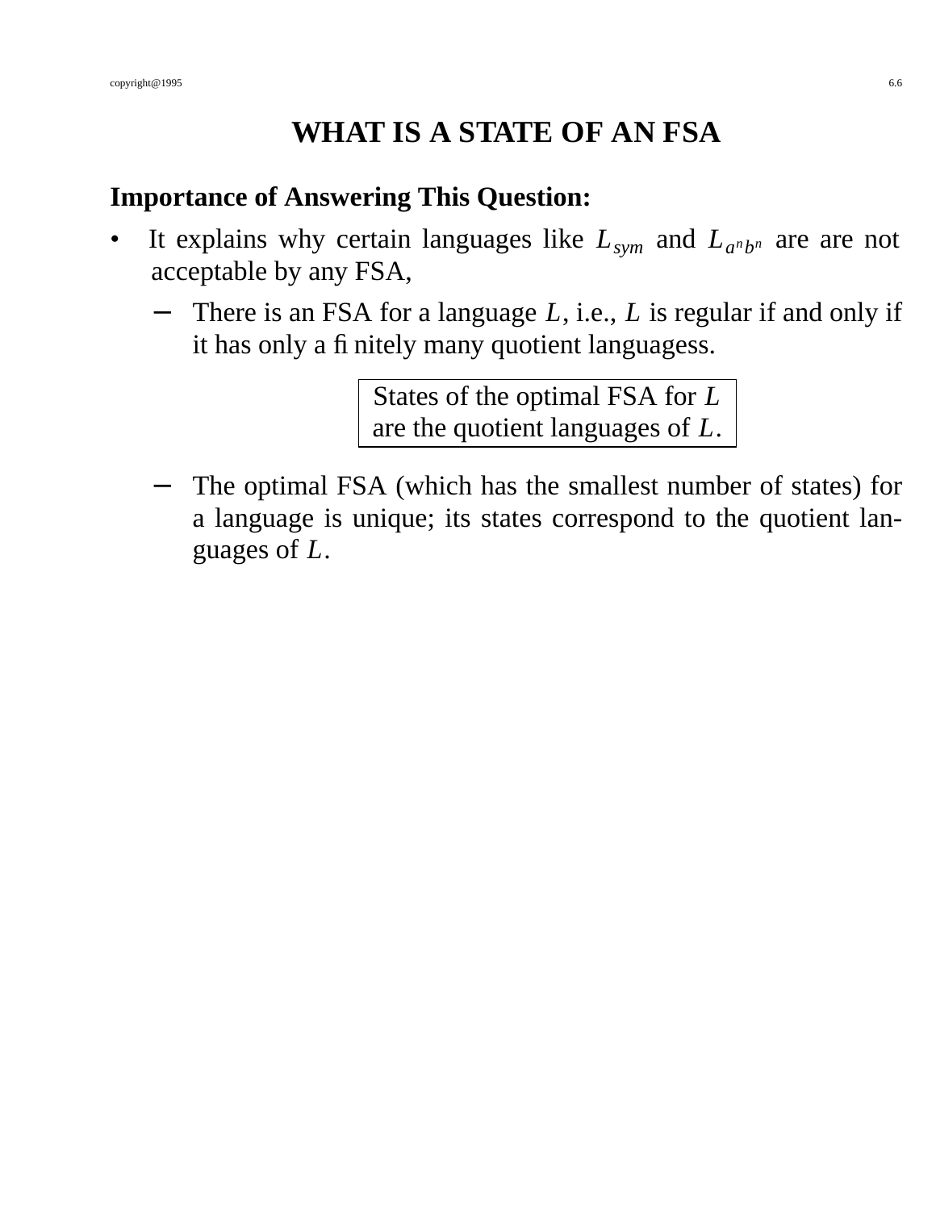# WHAT IS A STATE OF AN FSA

**Importance of Answering This Question:**

- It explains why certain languages like $L_{sym}$ and $L_{a^n b^n}$ are are not acceptable by any FSA,
  - There is an FSA for a language $L$, i.e., $L$ is regular if and only if it has only a finitely many quotient languagess.

    > States of the optimal FSA for $L$ are the quotient languages of $L$.

  - The optimal FSA (which has the smallest number of states) for a language is unique; its states correspond to the quotient languages of $L$.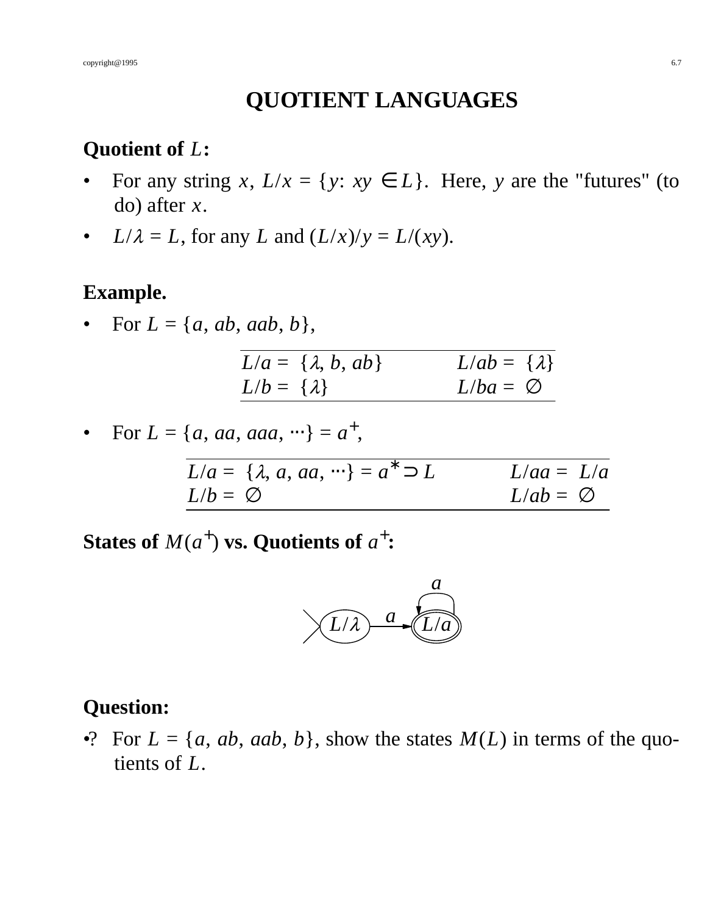# QUOTIENT LANGUAGES

**Quotient of $L$:**

- For any string $x$, $L/x = \{y: xy \in L\}$. Here, $y$ are the "futures" (to do) after $x$.
- $L/\lambda = L$, for any $L$ and $(L/x)/y = L/(xy)$.

**Example.**

- For $L = \{a, ab, aab, b\}$,

| | |
|---|---|
| $L/a = \{\lambda, b, ab\}$ | $L/ab = \{\lambda\}$ |
| $L/b = \{\lambda\}$ | $L/ba = \varnothing$ |

- For $L = \{a, aa, aaa, \cdots\} = a^+$,

| | |
|---|---|
| $L/a = \{\lambda, a, aa, \cdots\} = a^* \supset L$ | $L/aa = L/a$ |
| $L/b = \varnothing$ | $L/ab = \varnothing$ |

**States of $M(a^+)$ vs. Quotients of $a^+$:**

(Diagram: start state $L/\lambda$ —$a$→ final state $L/a$, with a self-loop labeled $a$ on $L/a$.)

**Question:**

•? For $L = \{a, ab, aab, b\}$, show the states $M(L)$ in terms of the quotients of $L$.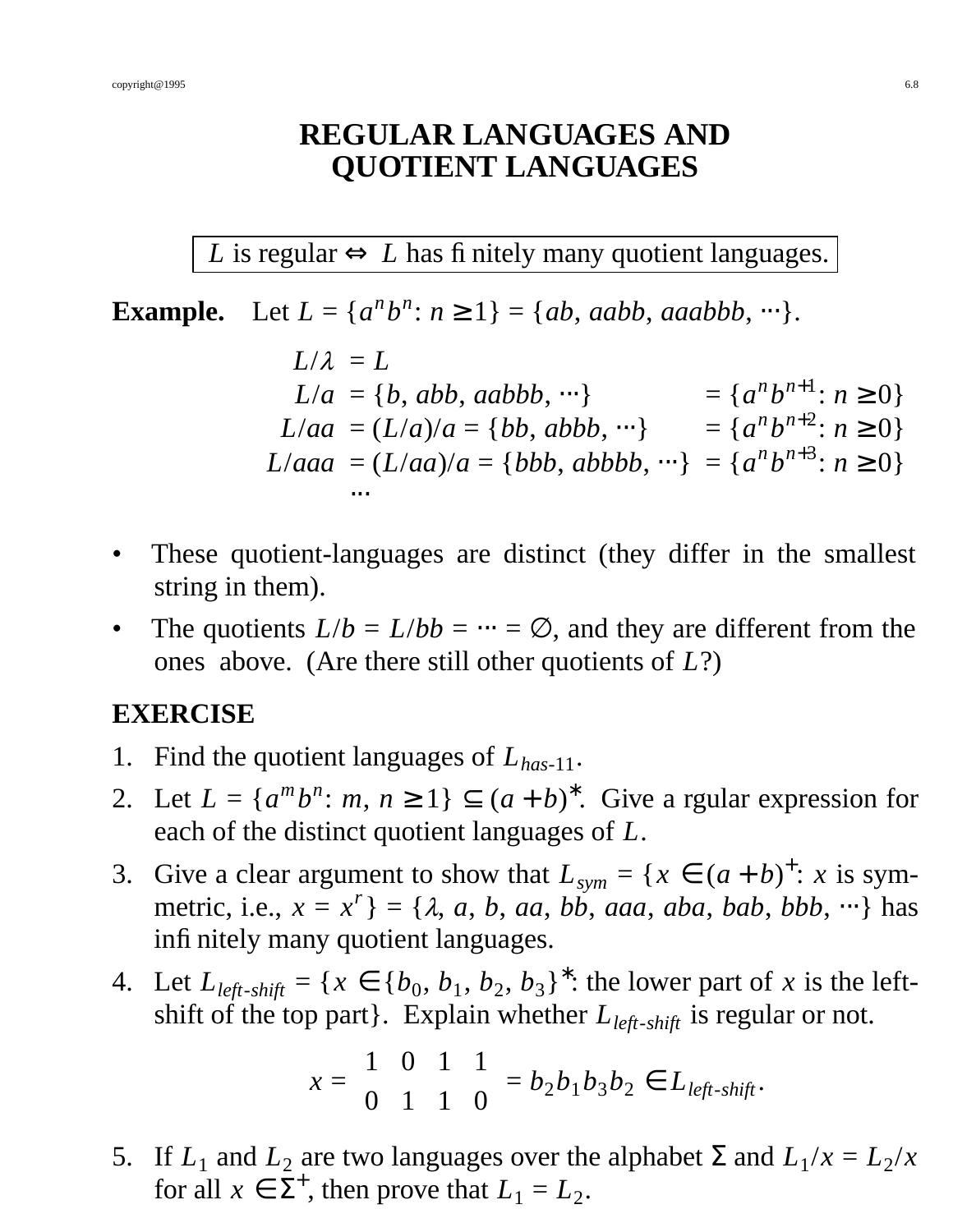# REGULAR LANGUAGES AND QUOTIENT LANGUAGES

| $L$ is regular $\Leftrightarrow$ $L$ has finitely many quotient languages. |
|---|

**Example.** Let $L = \{a^n b^n : n \geq 1\} = \{ab, aabb, aaabbb, \cdots\}$.

$$
\begin{aligned}
L/\lambda &= L \\
L/a &= \{b, abb, aabbb, \cdots\} && = \{a^n b^{n+1} : n \geq 0\} \\
L/aa &= (L/a)/a = \{bb, abbb, \cdots\} && = \{a^n b^{n+2} : n \geq 0\} \\
L/aaa &= (L/aa)/a = \{bbb, abbbb, \cdots\} && = \{a^n b^{n+3} : n \geq 0\} \\
&\cdots
\end{aligned}
$$

- These quotient-languages are distinct (they differ in the smallest string in them).
- The quotients $L/b = L/bb = \cdots = \emptyset$, and they are different from the ones above. (Are there still other quotients of $L$?)

**EXERCISE**

1. Find the quotient languages of $L_{has\text{-}11}$.
2. Let $L = \{a^m b^n : m, n \geq 1\} \subseteq (a + b)^*$. Give a rgular expression for each of the distinct quotient languages of $L$.
3. Give a clear argument to show that $L_{sym} = \{x \in (a + b)^+ : x$ is symmetric, i.e., $x = x^r\} = \{\lambda, a, b, aa, bb, aaa, aba, bab, bbb, \cdots\}$ has infinitely many quotient languages.
4. Let $L_{left\text{-}shift} = \{x \in \{b_0, b_1, b_2, b_3\}^* :$ the lower part of $x$ is the left-shift of the top part$\}$. Explain whether $L_{left\text{-}shift}$ is regular or not.

$$
x = \begin{matrix} 1 & 0 & 1 & 1 \\ 0 & 1 & 1 & 0 \end{matrix} = b_2 b_1 b_3 b_2 \in L_{left\text{-}shift}.
$$

5. If $L_1$ and $L_2$ are two languages over the alphabet $\Sigma$ and $L_1/x = L_2/x$ for all $x \in \Sigma^+$, then prove that $L_1 = L_2$.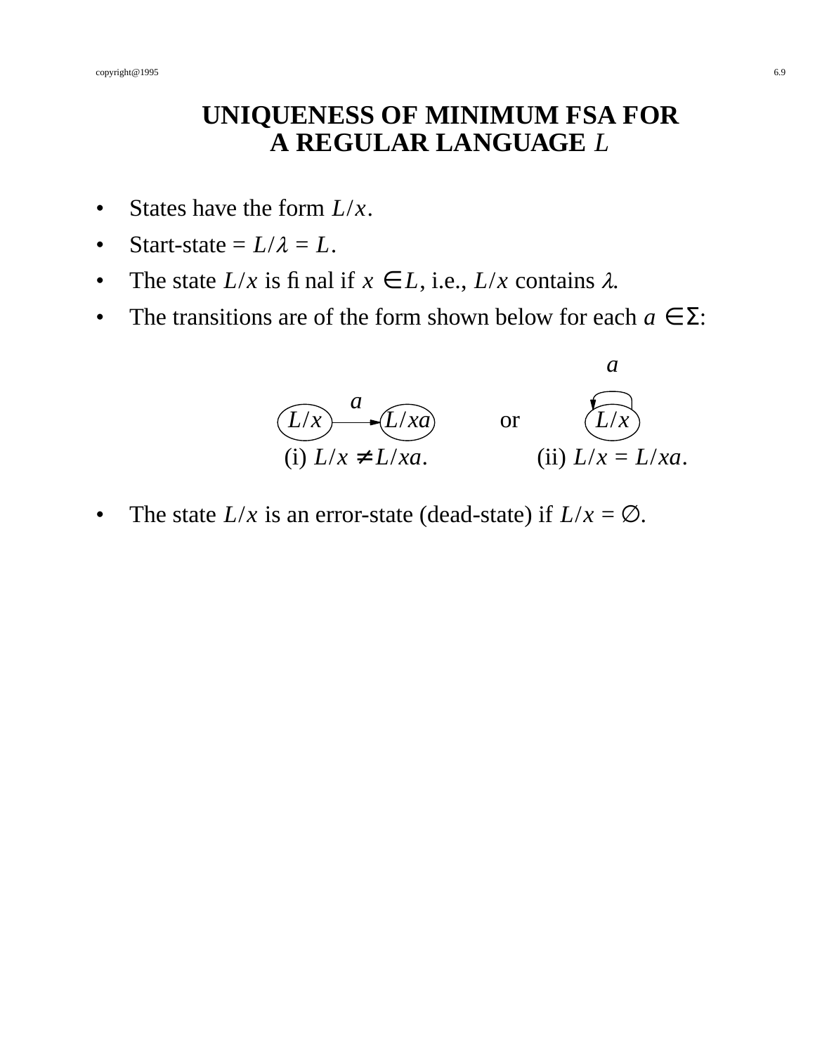# UNIQUENESS OF MINIMUM FSA FOR A REGULAR LANGUAGE $L$

- States have the form $L/x$.
- Start-state = $L/\lambda = L$.
- The state $L/x$ is final if $x \in L$, i.e., $L/x$ contains $\lambda$.
- The transitions are of the form shown below for each $a \in \Sigma$:

a
L/x → L/xa        or        L/x (self-loop a)

(i) $L/x \neq L/xa$.        (ii) $L/x = L/xa$.

- The state $L/x$ is an error-state (dead-state) if $L/x = \emptyset$.